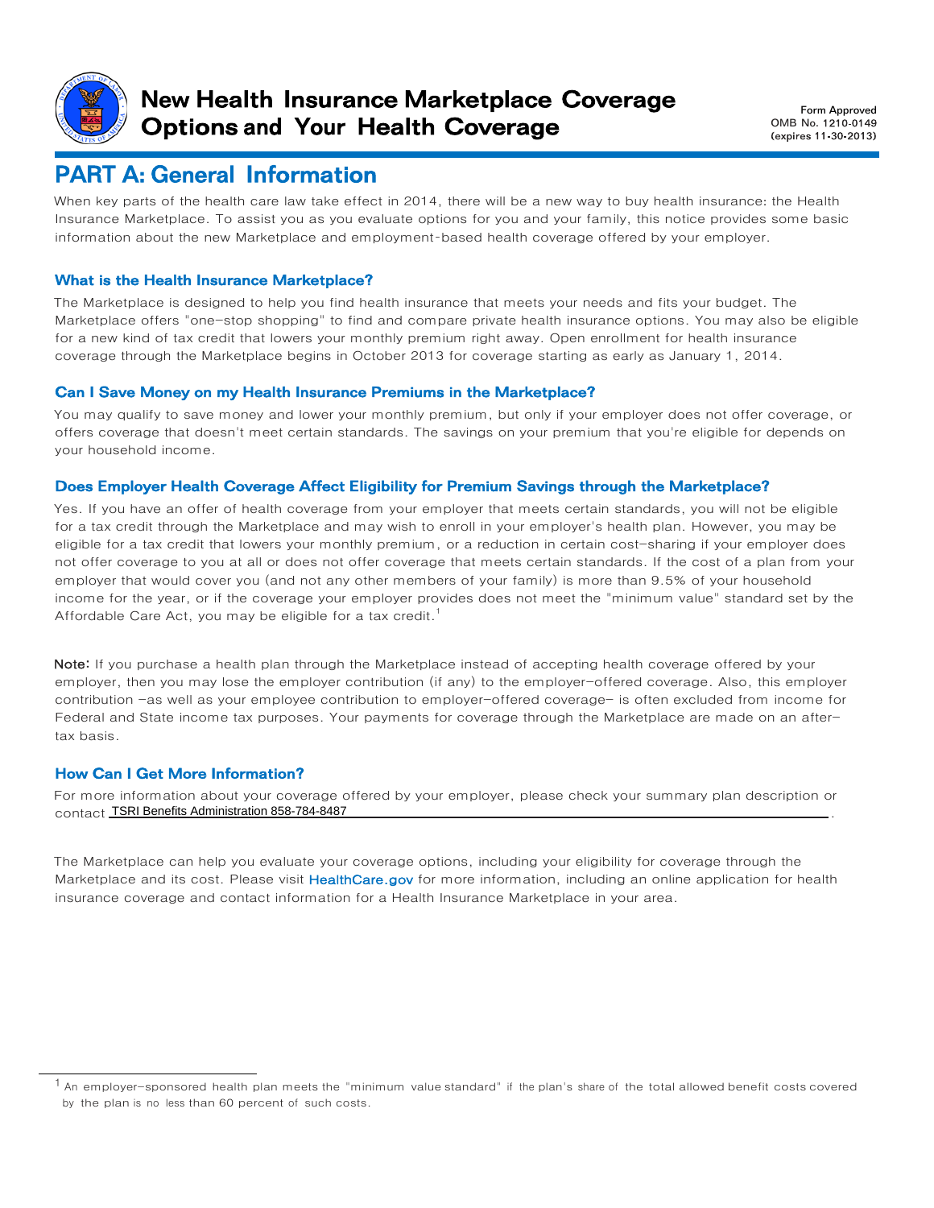# New Health Insurance Marketplace Coverage Options and Your Health Coverage

Form Approved
OMB No. 1210-0149
(expires 11-30-2013)

## PART A: General Information

When key parts of the health care law take effect in 2014, there will be a new way to buy health insurance: the Health Insurance Marketplace. To assist you as you evaluate options for you and your family, this notice provides some basic information about the new Marketplace and employment-based health coverage offered by your employer.

### What is the Health Insurance Marketplace?

The Marketplace is designed to help you find health insurance that meets your needs and fits your budget. The Marketplace offers "one-stop shopping" to find and compare private health insurance options. You may also be eligible for a new kind of tax credit that lowers your monthly premium right away. Open enrollment for health insurance coverage through the Marketplace begins in October 2013 for coverage starting as early as January 1, 2014.

### Can I Save Money on my Health Insurance Premiums in the Marketplace?

You may qualify to save money and lower your monthly premium, but only if your employer does not offer coverage, or offers coverage that doesn't meet certain standards. The savings on your premium that you're eligible for depends on your household income.

### Does Employer Health Coverage Affect Eligibility for Premium Savings through the Marketplace?

Yes. If you have an offer of health coverage from your employer that meets certain standards, you will not be eligible for a tax credit through the Marketplace and may wish to enroll in your employer's health plan. However, you may be eligible for a tax credit that lowers your monthly premium, or a reduction in certain cost-sharing if your employer does not offer coverage to you at all or does not offer coverage that meets certain standards. If the cost of a plan from your employer that would cover you (and not any other members of your family) is more than 9.5% of your household income for the year, or if the coverage your employer provides does not meet the "minimum value" standard set by the Affordable Care Act, you may be eligible for a tax credit.[1]

**Note:** If you purchase a health plan through the Marketplace instead of accepting health coverage offered by your employer, then you may lose the employer contribution (if any) to the employer-offered coverage. Also, this employer contribution -as well as your employee contribution to employer-offered coverage- is often excluded from income for Federal and State income tax purposes. Your payments for coverage through the Marketplace are made on an after-tax basis.

### How Can I Get More Information?

For more information about your coverage offered by your employer, please check your summary plan description or contact TSRI Benefits Administration 858-784-8487.

The Marketplace can help you evaluate your coverage options, including your eligibility for coverage through the Marketplace and its cost. Please visit HealthCare.gov for more information, including an online application for health insurance coverage and contact information for a Health Insurance Marketplace in your area.

[1] An employer-sponsored health plan meets the "minimum value standard" if the plan's share of the total allowed benefit costs covered by the plan is no less than 60 percent of such costs.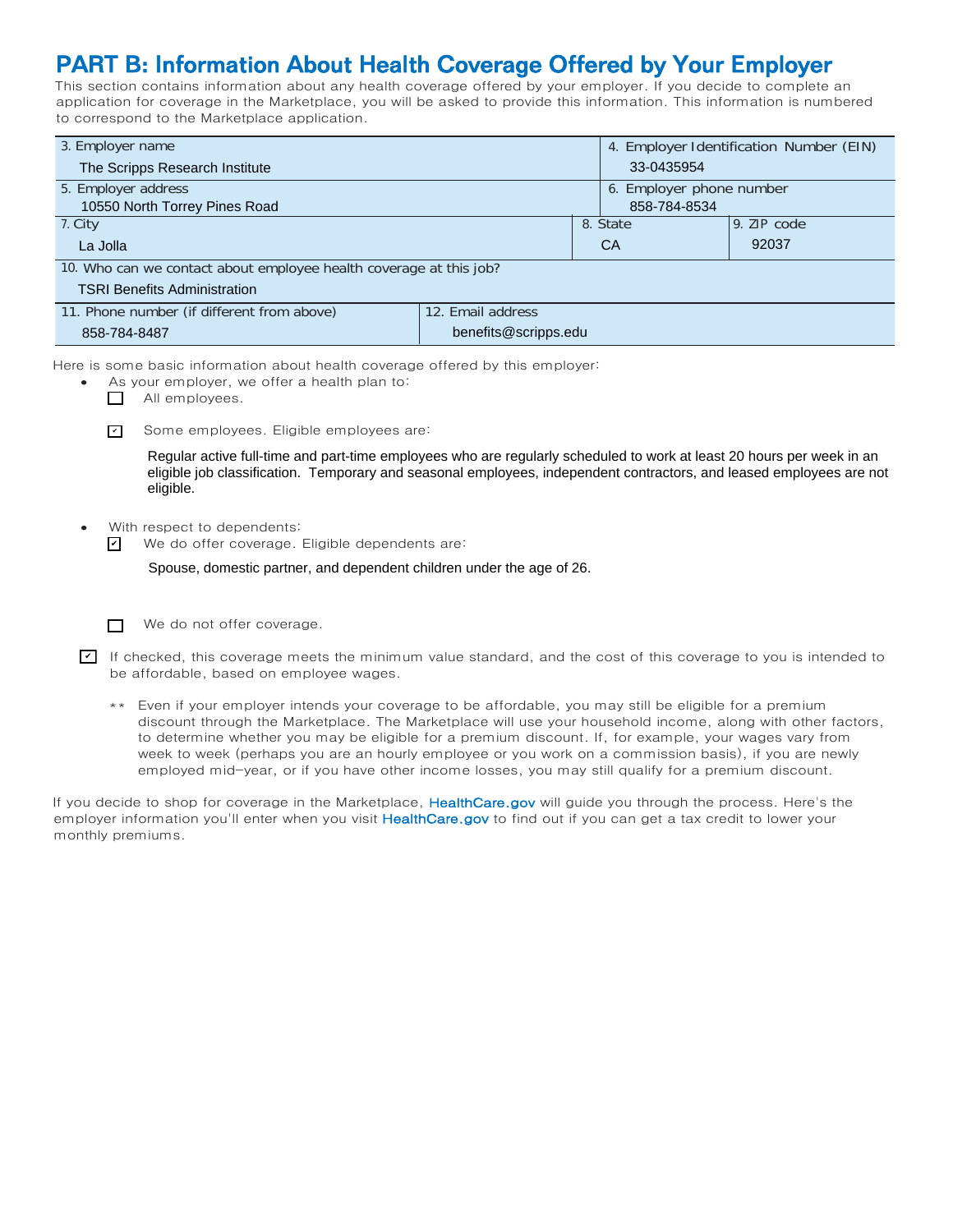## PART B: Information About Health Coverage Offered by Your Employer

This section contains information about any health coverage offered by your employer. If you decide to complete an application for coverage in the Marketplace, you will be asked to provide this information. This information is numbered to correspond to the Marketplace application.

| 3. Employer name | | 4. Employer Identification Number (EIN) |
|---|---|---|
| The Scripps Research Institute | | 33-0435954 |
| 5. Employer address | | 6. Employer phone number |
| 10550 North Torrey Pines Road | | 858-784-8534 |
| 7. City | 8. State | 9. ZIP code |
| La Jolla | CA | 92037 |
| 10. Who can we contact about employee health coverage at this job? | | |
| TSRI Benefits Administration | | |
| 11. Phone number (if different from above) | 12. Email address | |
| 858-784-8487 | benefits@scripps.edu | |

Here is some basic information about health coverage offered by this employer:

- As your employer, we offer a health plan to:
  - ☐ All employees.
  - ☑ Some employees. Eligible employees are:

    Regular active full-time and part-time employees who are regularly scheduled to work at least 20 hours per week in an eligible job classification. Temporary and seasonal employees, independent contractors, and leased employees are not eligible.

- With respect to dependents:
  - ☑ We do offer coverage. Eligible dependents are:

    Spouse, domestic partner, and dependent children under the age of 26.

  - ☐ We do not offer coverage.

☑ If checked, this coverage meets the minimum value standard, and the cost of this coverage to you is intended to be affordable, based on employee wages.

** Even if your employer intends your coverage to be affordable, you may still be eligible for a premium discount through the Marketplace. The Marketplace will use your household income, along with other factors, to determine whether you may be eligible for a premium discount. If, for example, your wages vary from week to week (perhaps you are an hourly employee or you work on a commission basis), if you are newly employed mid-year, or if you have other income losses, you may still qualify for a premium discount.

If you decide to shop for coverage in the Marketplace, HealthCare.gov will guide you through the process. Here's the employer information you'll enter when you visit HealthCare.gov to find out if you can get a tax credit to lower your monthly premiums.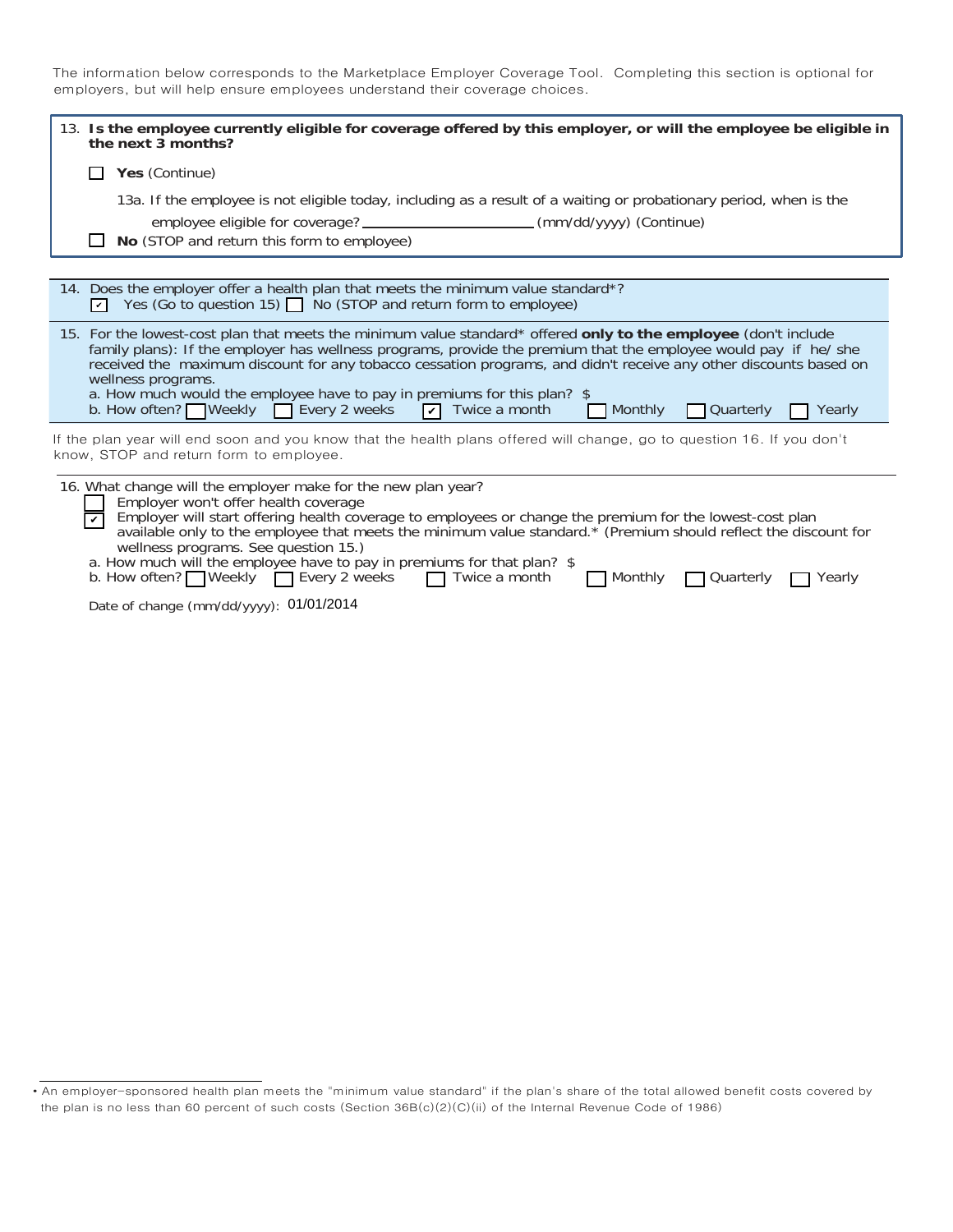The information below corresponds to the Marketplace Employer Coverage Tool. Completing this section is optional for employers, but will help ensure employees understand their coverage choices.

**13. Is the employee currently eligible for coverage offered by this employer, or will the employee be eligible in the next 3 months?**

- [ ] **Yes** (Continue)

  13a. If the employee is not eligible today, including as a result of a waiting or probationary period, when is the employee eligible for coverage? ____________________ (mm/dd/yyyy) (Continue)

- [ ] **No** (STOP and return this form to employee)

14. Does the employer offer a health plan that meets the minimum value standard*?
   - [x] Yes (Go to question 15)
   - [ ] No (STOP and return form to employee)

15. For the lowest-cost plan that meets the minimum value standard* offered **only to the employee** (don't include family plans): If the employer has wellness programs, provide the premium that the employee would pay if he/ she received the maximum discount for any tobacco cessation programs, and didn't receive any other discounts based on wellness programs.

   a. How much would the employee have to pay in premiums for this plan? $

   b. How often? [ ] Weekly [ ] Every 2 weeks [x] Twice a month [ ] Monthly [ ] Quarterly [ ] Yearly

If the plan year will end soon and you know that the health plans offered will change, go to question 16. If you don't know, STOP and return form to employee.

16. What change will the employer make for the new plan year?
   - [ ] Employer won't offer health coverage
   - [x] Employer will start offering health coverage to employees or change the premium for the lowest-cost plan available only to the employee that meets the minimum value standard.* (Premium should reflect the discount for wellness programs. See question 15.)

   a. How much will the employee have to pay in premiums for that plan? $

   b. How often? [ ] Weekly [ ] Every 2 weeks [ ] Twice a month [ ] Monthly [ ] Quarterly [ ] Yearly

   Date of change (mm/dd/yyyy): 01/01/2014

---

• An employer-sponsored health plan meets the "minimum value standard" if the plan's share of the total allowed benefit costs covered by the plan is no less than 60 percent of such costs (Section 36B(c)(2)(C)(ii) of the Internal Revenue Code of 1986)